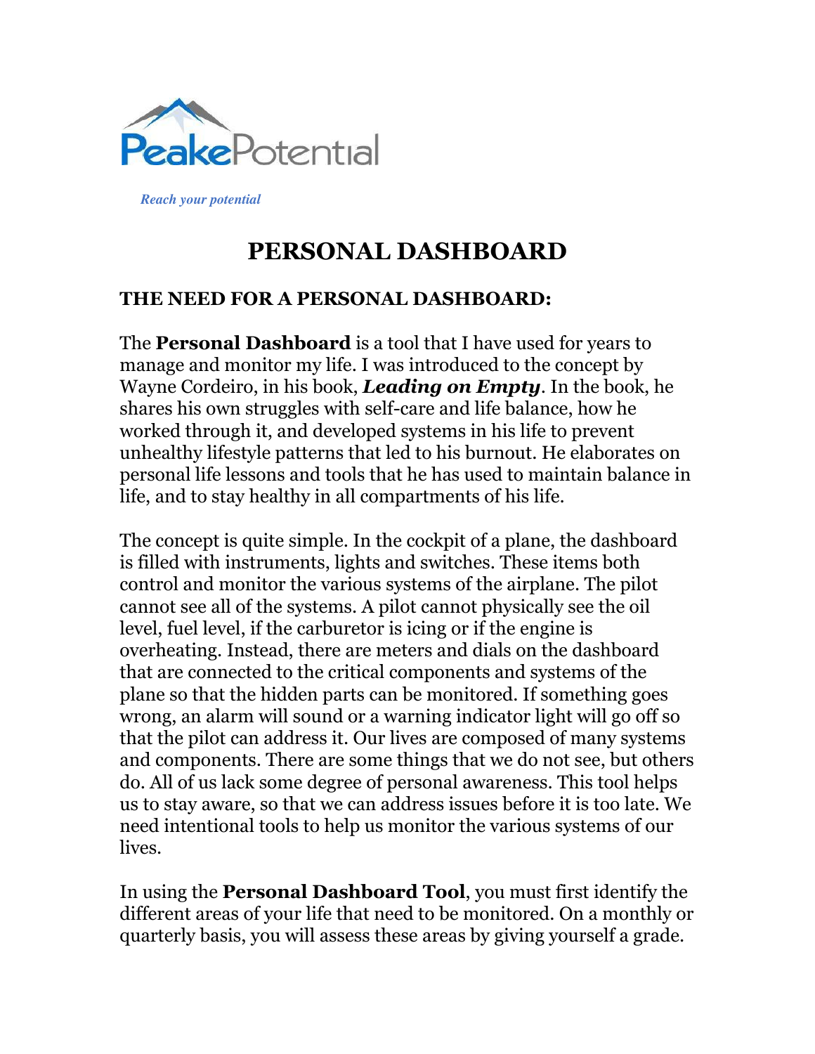PeakePotential

*Reach your potential*

# PERSONAL DASHBOARD

## THE NEED FOR A PERSONAL DASHBOARD:

The **Personal Dashboard** is a tool that I have used for years to manage and monitor my life. I was introduced to the concept by Wayne Cordeiro, in his book, ***Leading on Empty***. In the book, he shares his own struggles with self-care and life balance, how he worked through it, and developed systems in his life to prevent unhealthy lifestyle patterns that led to his burnout. He elaborates on personal life lessons and tools that he has used to maintain balance in life, and to stay healthy in all compartments of his life.

The concept is quite simple. In the cockpit of a plane, the dashboard is filled with instruments, lights and switches. These items both control and monitor the various systems of the airplane. The pilot cannot see all of the systems. A pilot cannot physically see the oil level, fuel level, if the carburetor is icing or if the engine is overheating. Instead, there are meters and dials on the dashboard that are connected to the critical components and systems of the plane so that the hidden parts can be monitored. If something goes wrong, an alarm will sound or a warning indicator light will go off so that the pilot can address it. Our lives are composed of many systems and components. There are some things that we do not see, but others do. All of us lack some degree of personal awareness. This tool helps us to stay aware, so that we can address issues before it is too late. We need intentional tools to help us monitor the various systems of our lives.

In using the **Personal Dashboard Tool**, you must first identify the different areas of your life that need to be monitored. On a monthly or quarterly basis, you will assess these areas by giving yourself a grade.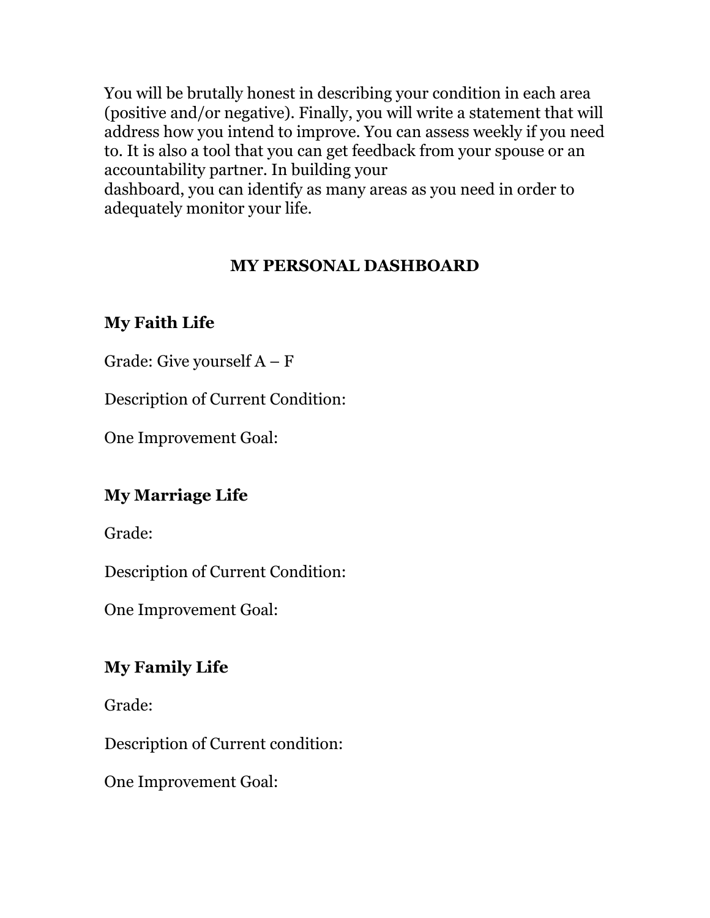You will be brutally honest in describing your condition in each area (positive and/or negative). Finally, you will write a statement that will address how you intend to improve. You can assess weekly if you need to. It is also a tool that you can get feedback from your spouse or an accountability partner. In building your dashboard, you can identify as many areas as you need in order to adequately monitor your life.

## MY PERSONAL DASHBOARD

### My Faith Life

Grade: Give yourself A – F

Description of Current Condition:

One Improvement Goal:

### My Marriage Life

Grade:

Description of Current Condition:

One Improvement Goal:

### My Family Life

Grade:

Description of Current condition:

One Improvement Goal: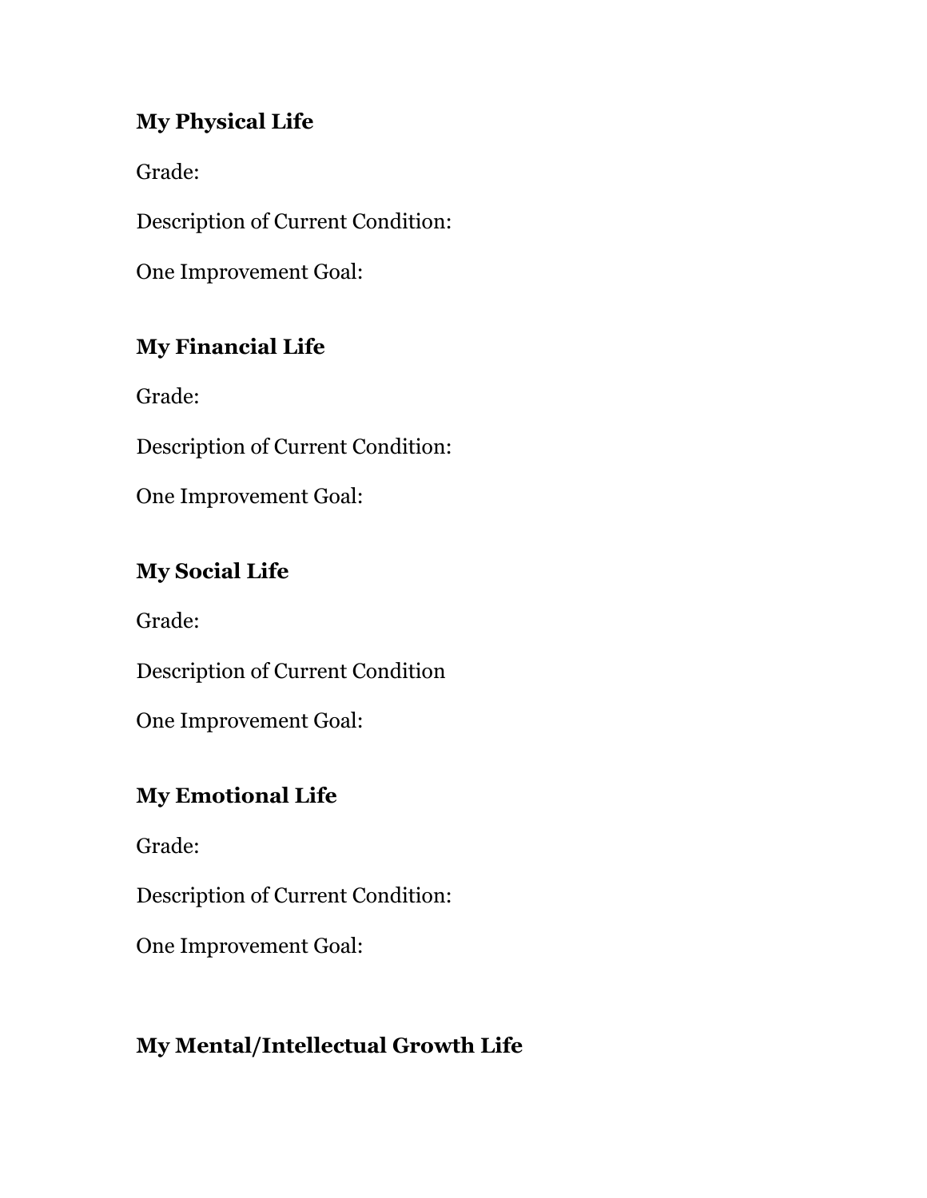**My Physical Life**

Grade:

Description of Current Condition:

One Improvement Goal:

**My Financial Life**

Grade:

Description of Current Condition:

One Improvement Goal:

**My Social Life**

Grade:

Description of Current Condition

One Improvement Goal:

**My Emotional Life**

Grade:

Description of Current Condition:

One Improvement Goal:

**My Mental/Intellectual Growth Life**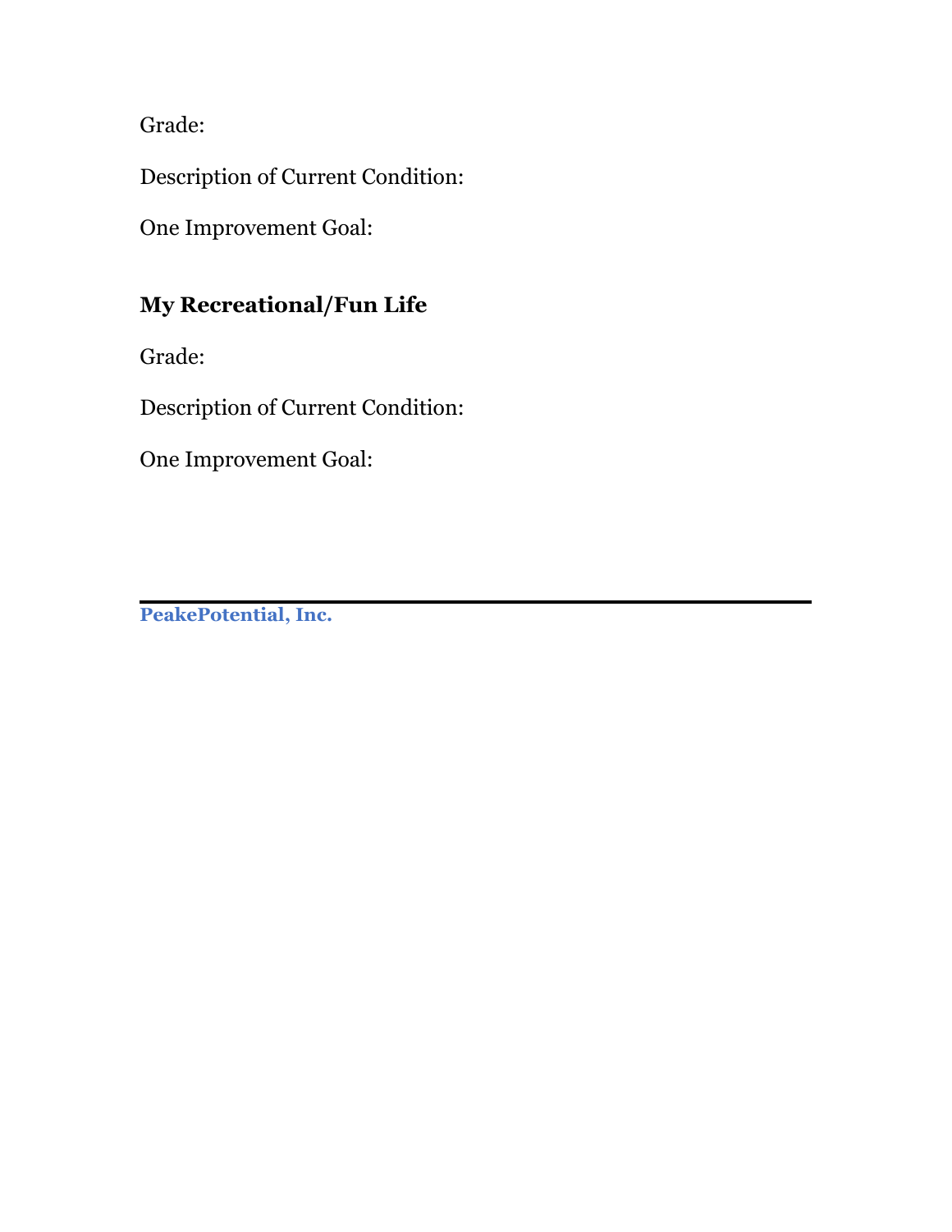Grade:

Description of Current Condition:

One Improvement Goal:

### My Recreational/Fun Life

Grade:

Description of Current Condition:

One Improvement Goal: